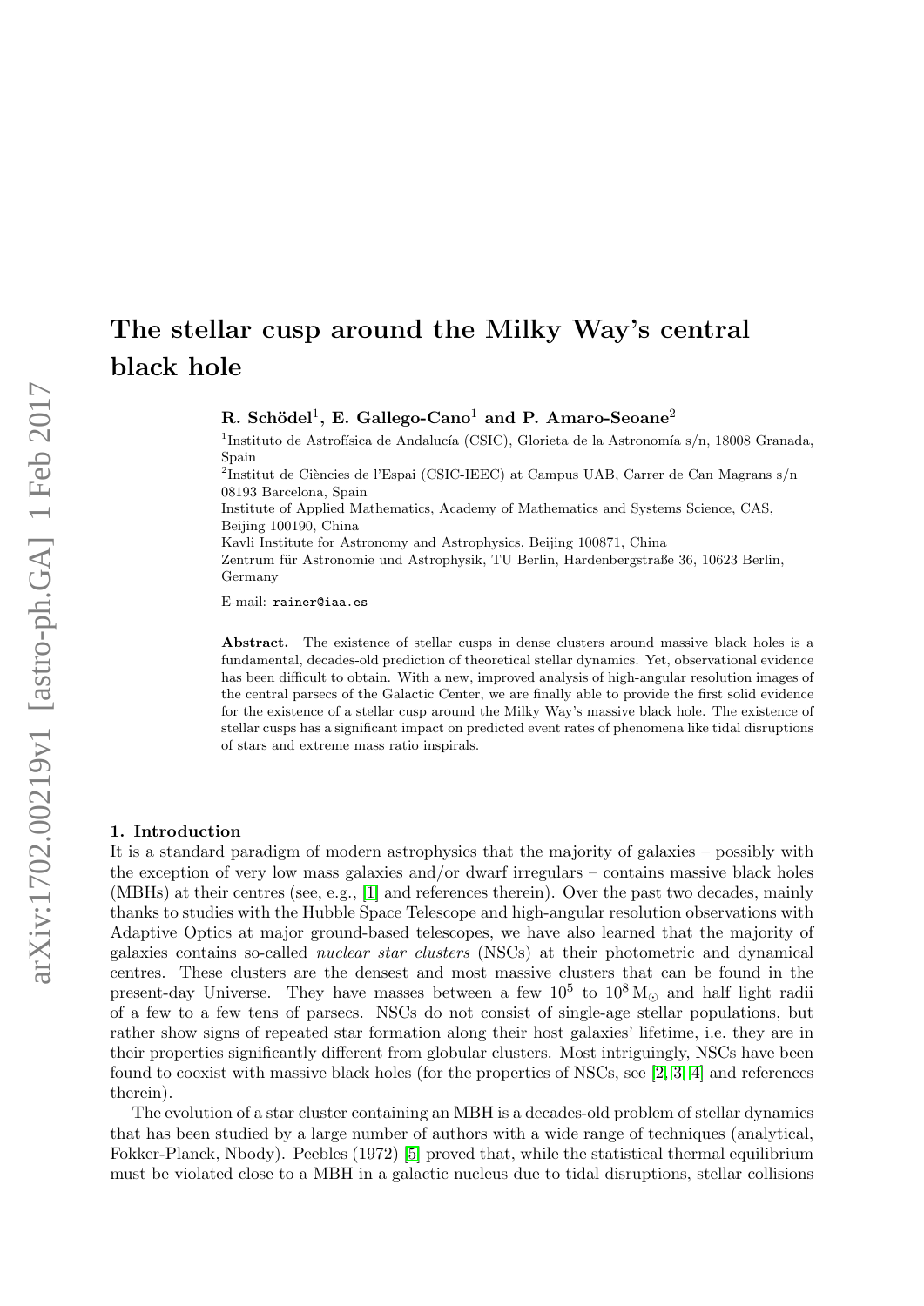# The stellar cusp around the Milky Way's central black hole

**R. Schödel**[1], **E. Gallego-Cano**[1] **and P. Amaro-Seoane**[2]

[1]Instituto de Astrofísica de Andalucía (CSIC), Glorieta de la Astronomía s/n, 18008 Granada, Spain

[2]Institut de Ciències de l'Espai (CSIC-IEEC) at Campus UAB, Carrer de Can Magrans s/n 08193 Barcelona, Spain

Institute of Applied Mathematics, Academy of Mathematics and Systems Science, CAS, Beijing 100190, China

Kavli Institute for Astronomy and Astrophysics, Beijing 100871, China

Zentrum für Astronomie und Astrophysik, TU Berlin, Hardenbergstraße 36, 10623 Berlin, Germany

E-mail: rainer@iaa.es

**Abstract.** The existence of stellar cusps in dense clusters around massive black holes is a fundamental, decades-old prediction of theoretical stellar dynamics. Yet, observational evidence has been difficult to obtain. With a new, improved analysis of high-angular resolution images of the central parsecs of the Galactic Center, we are finally able to provide the first solid evidence for the existence of a stellar cusp around the Milky Way's massive black hole. The existence of stellar cusps has a significant impact on predicted event rates of phenomena like tidal disruptions of stars and extreme mass ratio inspirals.

## 1. Introduction

It is a standard paradigm of modern astrophysics that the majority of galaxies – possibly with the exception of very low mass galaxies and/or dwarf irregulars – contains massive black holes (MBHs) at their centres (see, e.g., [1] and references therein). Over the past two decades, mainly thanks to studies with the Hubble Space Telescope and high-angular resolution observations with Adaptive Optics at major ground-based telescopes, we have also learned that the majority of galaxies contains so-called *nuclear star clusters* (NSCs) at their photometric and dynamical centres. These clusters are the densest and most massive clusters that can be found in the present-day Universe. They have masses between a few $10^5$ to $10^8\,M_\odot$ and half light radii of a few to a few tens of parsecs. NSCs do not consist of single-age stellar populations, but rather show signs of repeated star formation along their host galaxies' lifetime, i.e. they are in their properties significantly different from globular clusters. Most intriguingly, NSCs have been found to coexist with massive black holes (for the properties of NSCs, see [2, 3, 4] and references therein).

The evolution of a star cluster containing an MBH is a decades-old problem of stellar dynamics that has been studied by a large number of authors with a wide range of techniques (analytical, Fokker-Planck, Nbody). Peebles (1972) [5] proved that, while the statistical thermal equilibrium must be violated close to a MBH in a galactic nucleus due to tidal disruptions, stellar collisions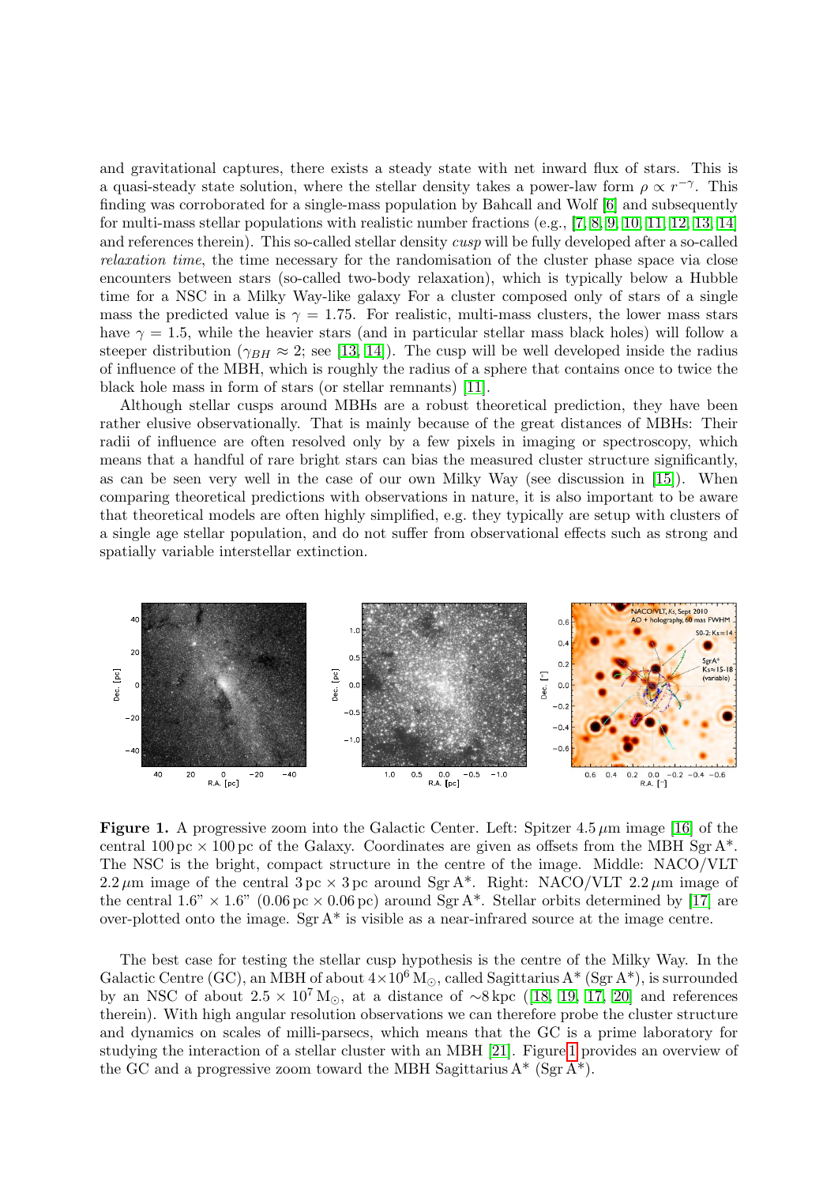and gravitational captures, there exists a steady state with net inward flux of stars. This is a quasi-steady state solution, where the stellar density takes a power-law form $\rho \propto r^{-\gamma}$. This finding was corroborated for a single-mass population by Bahcall and Wolf [6] and subsequently for multi-mass stellar populations with realistic number fractions (e.g., [7, 8, 9, 10, 11, 12, 13, 14] and references therein). This so-called stellar density *cusp* will be fully developed after a so-called *relaxation time*, the time necessary for the randomisation of the cluster phase space via close encounters between stars (so-called two-body relaxation), which is typically below a Hubble time for a NSC in a Milky Way-like galaxy For a cluster composed only of stars of a single mass the predicted value is $\gamma = 1.75$. For realistic, multi-mass clusters, the lower mass stars have $\gamma = 1.5$, while the heavier stars (and in particular stellar mass black holes) will follow a steeper distribution ($\gamma_{BH} \approx 2$; see [13, 14]). The cusp will be well developed inside the radius of influence of the MBH, which is roughly the radius of a sphere that contains once to twice the black hole mass in form of stars (or stellar remnants) [11].

Although stellar cusps around MBHs are a robust theoretical prediction, they have been rather elusive observationally. That is mainly because of the great distances of MBHs: Their radii of influence are often resolved only by a few pixels in imaging or spectroscopy, which means that a handful of rare bright stars can bias the measured cluster structure significantly, as can be seen very well in the case of our own Milky Way (see discussion in [15]). When comparing theoretical predictions with observations in nature, it is also important to be aware that theoretical models are often highly simplified, e.g. they typically are setup with clusters of a single age stellar population, and do not suffer from observational effects such as strong and spatially variable interstellar extinction.

Dec. [pc]
R.A. [pc]
40
20
0
−20
−40

Dec. [pc]
R.A. [pc]
1.0
0.5
0.0
−0.5
−1.0

NACO/VLT, Ks, Sept 2010
AO + holography, 60 mas FWHM
S0-2: Ks≈14
SgrA*
Ks≈15-18
(variable)
Dec. [″]
R.A. [″]
0.6
0.4
0.2
0.0
−0.2
−0.4
−0.6

**Figure 1.** A progressive zoom into the Galactic Center. Left: Spitzer 4.5 $\mu$m image [16] of the central 100 pc × 100 pc of the Galaxy. Coordinates are given as offsets from the MBH Sgr A*. The NSC is the bright, compact structure in the centre of the image. Middle: NACO/VLT 2.2 $\mu$m image of the central 3 pc × 3 pc around Sgr A*. Right: NACO/VLT 2.2 $\mu$m image of the central 1.6" × 1.6" (0.06 pc × 0.06 pc) around Sgr A*. Stellar orbits determined by [17] are over-plotted onto the image. Sgr A* is visible as a near-infrared source at the image centre.

The best case for testing the stellar cusp hypothesis is the centre of the Milky Way. In the Galactic Centre (GC), an MBH of about $4 \times 10^6\,M_\odot$, called Sagittarius A* (Sgr A*), is surrounded by an NSC of about $2.5 \times 10^7\,M_\odot$, at a distance of ∼8 kpc ([18, 19, 17, 20] and references therein). With high angular resolution observations we can therefore probe the cluster structure and dynamics on scales of milli-parsecs, which means that the GC is a prime laboratory for studying the interaction of a stellar cluster with an MBH [21]. Figure 1 provides an overview of the GC and a progressive zoom toward the MBH Sagittarius A* (Sgr A*).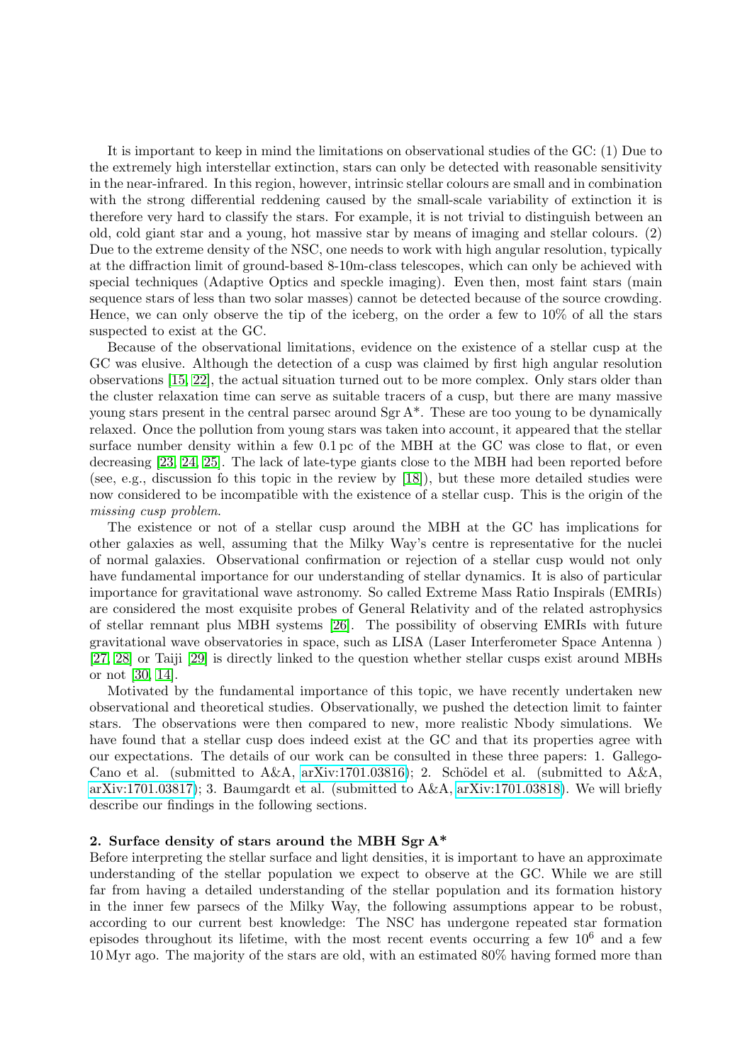It is important to keep in mind the limitations on observational studies of the GC: (1) Due to the extremely high interstellar extinction, stars can only be detected with reasonable sensitivity in the near-infrared. In this region, however, intrinsic stellar colours are small and in combination with the strong differential reddening caused by the small-scale variability of extinction it is therefore very hard to classify the stars. For example, it is not trivial to distinguish between an old, cold giant star and a young, hot massive star by means of imaging and stellar colours. (2) Due to the extreme density of the NSC, one needs to work with high angular resolution, typically at the diffraction limit of ground-based 8-10m-class telescopes, which can only be achieved with special techniques (Adaptive Optics and speckle imaging). Even then, most faint stars (main sequence stars of less than two solar masses) cannot be detected because of the source crowding. Hence, we can only observe the tip of the iceberg, on the order a few to 10% of all the stars suspected to exist at the GC.

Because of the observational limitations, evidence on the existence of a stellar cusp at the GC was elusive. Although the detection of a cusp was claimed by first high angular resolution observations [15, 22], the actual situation turned out to be more complex. Only stars older than the cluster relaxation time can serve as suitable tracers of a cusp, but there are many massive young stars present in the central parsec around Sgr A*. These are too young to be dynamically relaxed. Once the pollution from young stars was taken into account, it appeared that the stellar surface number density within a few 0.1 pc of the MBH at the GC was close to flat, or even decreasing [23, 24, 25]. The lack of late-type giants close to the MBH had been reported before (see, e.g., discussion fo this topic in the review by [18]), but these more detailed studies were now considered to be incompatible with the existence of a stellar cusp. This is the origin of the *missing cusp problem*.

The existence or not of a stellar cusp around the MBH at the GC has implications for other galaxies as well, assuming that the Milky Way's centre is representative for the nuclei of normal galaxies. Observational confirmation or rejection of a stellar cusp would not only have fundamental importance for our understanding of stellar dynamics. It is also of particular importance for gravitational wave astronomy. So called Extreme Mass Ratio Inspirals (EMRIs) are considered the most exquisite probes of General Relativity and of the related astrophysics of stellar remnant plus MBH systems [26]. The possibility of observing EMRIs with future gravitational wave observatories in space, such as LISA (Laser Interferometer Space Antenna ) [27, 28] or Taiji [29] is directly linked to the question whether stellar cusps exist around MBHs or not [30, 14].

Motivated by the fundamental importance of this topic, we have recently undertaken new observational and theoretical studies. Observationally, we pushed the detection limit to fainter stars. The observations were then compared to new, more realistic Nbody simulations. We have found that a stellar cusp does indeed exist at the GC and that its properties agree with our expectations. The details of our work can be consulted in these three papers: 1. Gallego-Cano et al. (submitted to A&A, arXiv:1701.03816); 2. Schödel et al. (submitted to A&A, arXiv:1701.03817); 3. Baumgardt et al. (submitted to A&A, arXiv:1701.03818). We will briefly describe our findings in the following sections.

## 2. Surface density of stars around the MBH Sgr A*

Before interpreting the stellar surface and light densities, it is important to have an approximate understanding of the stellar population we expect to observe at the GC. While we are still far from having a detailed understanding of the stellar population and its formation history in the inner few parsecs of the Milky Way, the following assumptions appear to be robust, according to our current best knowledge: The NSC has undergone repeated star formation episodes throughout its lifetime, with the most recent events occurring a few $10^6$ and a few 10 Myr ago. The majority of the stars are old, with an estimated 80% having formed more than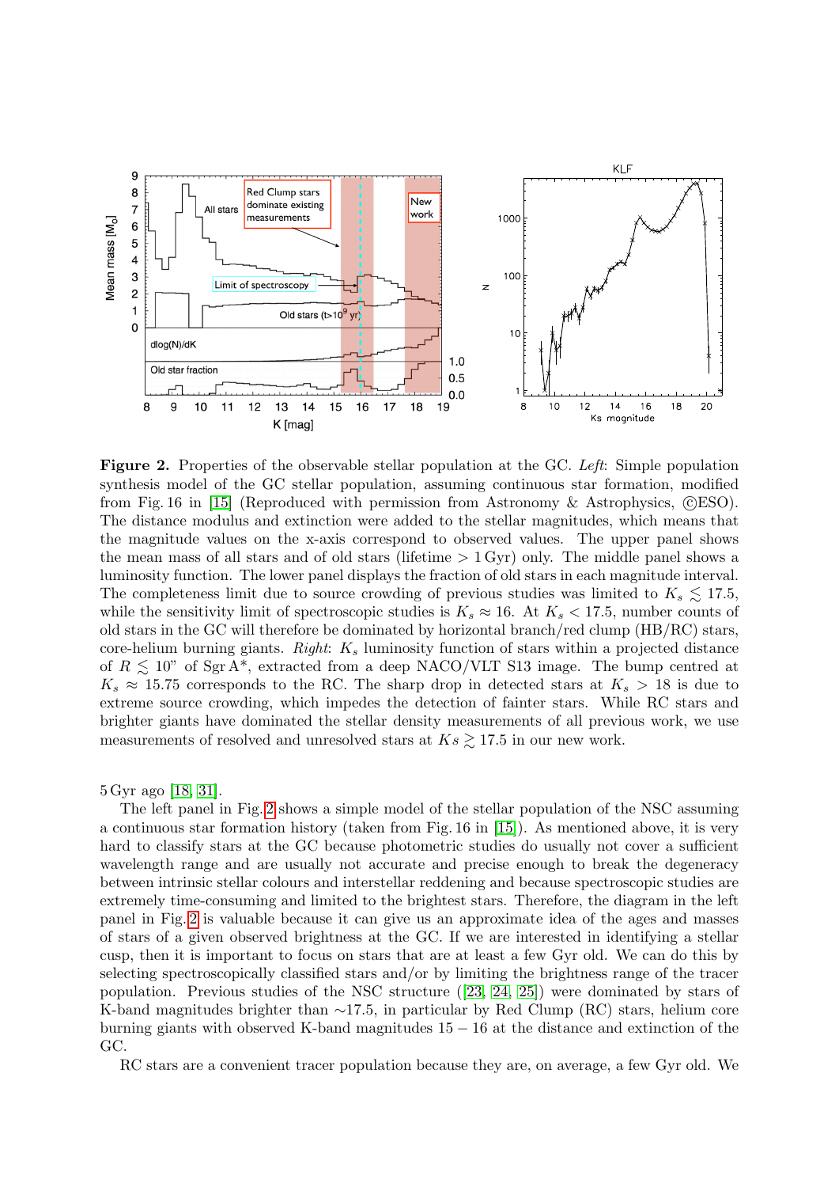Mean mass [M$_\odot$]

9
8
7
6
5
4
3
2
1
0

All stars

Red Clump stars dominate existing measurements

New work

Limit of spectroscopy

Old stars (t>10$^9$ yr)

dlog(N)/dK

Old star fraction

1.0
0.5
0.0

8 9 10 11 12 13 14 15 16 17 18 19

K [mag]

KLF

1000

100

10

1

N

8 10 12 14 16 18 20

Ks magnitude

**Figure 2.** Properties of the observable stellar population at the GC. *Left*: Simple population synthesis model of the GC stellar population, assuming continuous star formation, modified from Fig. 16 in [15] (Reproduced with permission from Astronomy & Astrophysics, ©ESO). The distance modulus and extinction were added to the stellar magnitudes, which means that the magnitude values on the x-axis correspond to observed values. The upper panel shows the mean mass of all stars and of old stars (lifetime > 1 Gyr) only. The middle panel shows a luminosity function. The lower panel displays the fraction of old stars in each magnitude interval. The completeness limit due to source crowding of previous studies was limited to $K_s \lesssim 17.5$, while the sensitivity limit of spectroscopic studies is $K_s \approx 16$. At $K_s < 17.5$, number counts of old stars in the GC will therefore be dominated by horizontal branch/red clump (HB/RC) stars, core-helium burning giants. *Right*: $K_s$ luminosity function of stars within a projected distance of $R \lesssim 10$" of Sgr A*, extracted from a deep NACO/VLT S13 image. The bump centred at $K_s \approx 15.75$ corresponds to the RC. The sharp drop in detected stars at $K_s > 18$ is due to extreme source crowding, which impedes the detection of fainter stars. While RC stars and brighter giants have dominated the stellar density measurements of all previous work, we use measurements of resolved and unresolved stars at $Ks \gtrsim 17.5$ in our new work.

5 Gyr ago [18, 31].

The left panel in Fig. 2 shows a simple model of the stellar population of the NSC assuming a continuous star formation history (taken from Fig. 16 in [15]). As mentioned above, it is very hard to classify stars at the GC because photometric studies do usually not cover a sufficient wavelength range and are usually not accurate and precise enough to break the degeneracy between intrinsic stellar colours and interstellar reddening and because spectroscopic studies are extremely time-consuming and limited to the brightest stars. Therefore, the diagram in the left panel in Fig. 2 is valuable because it can give us an approximate idea of the ages and masses of stars of a given observed brightness at the GC. If we are interested in identifying a stellar cusp, then it is important to focus on stars that are at least a few Gyr old. We can do this by selecting spectroscopically classified stars and/or by limiting the brightness range of the tracer population. Previous studies of the NSC structure ([23, 24, 25]) were dominated by stars of K-band magnitudes brighter than ~17.5, in particular by Red Clump (RC) stars, helium core burning giants with observed K-band magnitudes $15-16$ at the distance and extinction of the GC.

RC stars are a convenient tracer population because they are, on average, a few Gyr old. We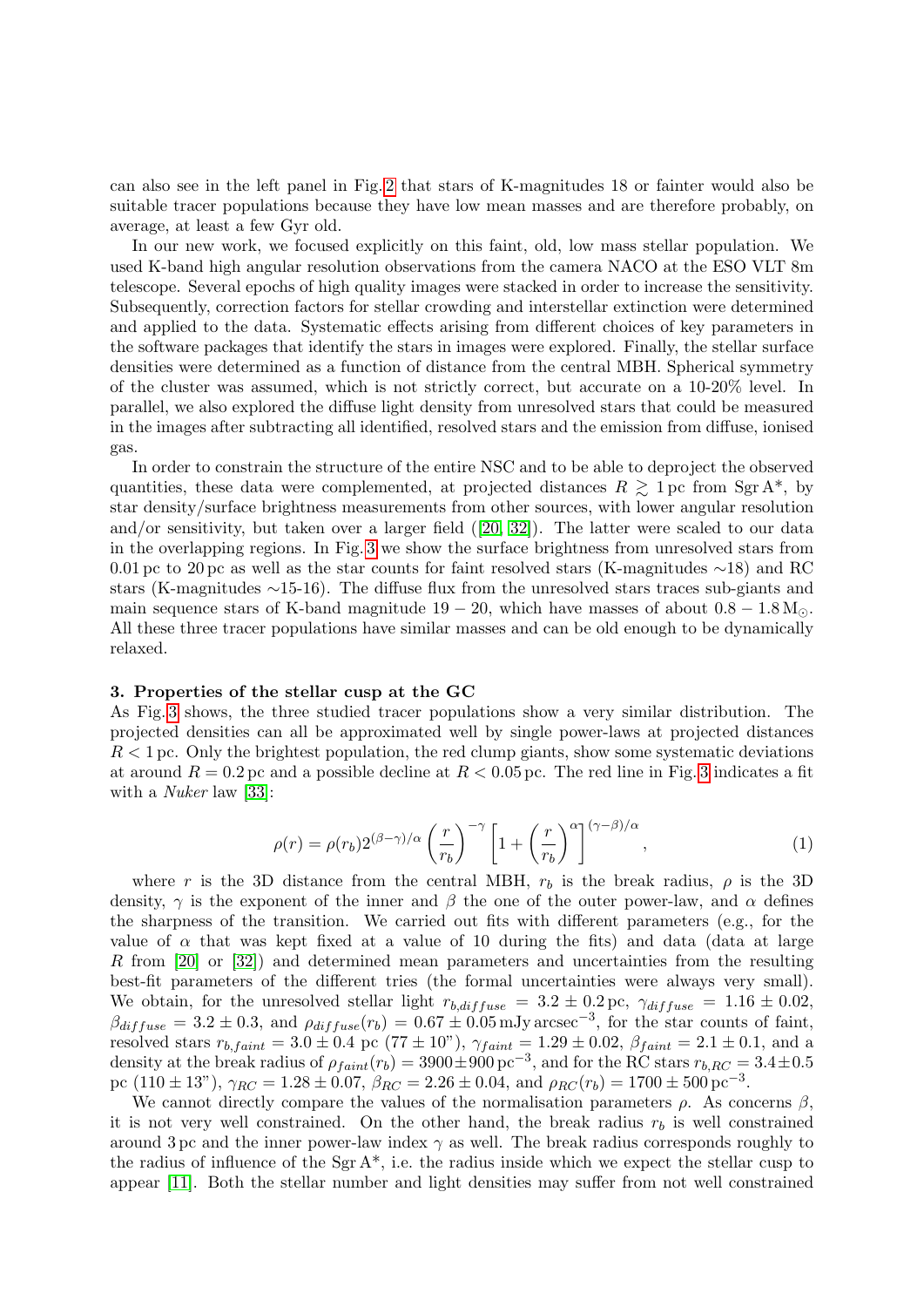can also see in the left panel in Fig. 2 that stars of K-magnitudes 18 or fainter would also be suitable tracer populations because they have low mean masses and are therefore probably, on average, at least a few Gyr old.

In our new work, we focused explicitly on this faint, old, low mass stellar population. We used K-band high angular resolution observations from the camera NACO at the ESO VLT 8m telescope. Several epochs of high quality images were stacked in order to increase the sensitivity. Subsequently, correction factors for stellar crowding and interstellar extinction were determined and applied to the data. Systematic effects arising from different choices of key parameters in the software packages that identify the stars in images were explored. Finally, the stellar surface densities were determined as a function of distance from the central MBH. Spherical symmetry of the cluster was assumed, which is not strictly correct, but accurate on a 10-20% level. In parallel, we also explored the diffuse light density from unresolved stars that could be measured in the images after subtracting all identified, resolved stars and the emission from diffuse, ionised gas.

In order to constrain the structure of the entire NSC and to be able to deproject the observed quantities, these data were complemented, at projected distances $R \gtrsim 1\,\mathrm{pc}$ from Sgr A*, by star density/surface brightness measurements from other sources, with lower angular resolution and/or sensitivity, but taken over a larger field ([20, 32]). The latter were scaled to our data in the overlapping regions. In Fig. 3 we show the surface brightness from unresolved stars from 0.01 pc to 20 pc as well as the star counts for faint resolved stars (K-magnitudes ∼18) and RC stars (K-magnitudes ∼15-16). The diffuse flux from the unresolved stars traces sub-giants and main sequence stars of K-band magnitude 19 − 20, which have masses of about $0.8 - 1.8\,\mathrm{M}_\odot$. All these three tracer populations have similar masses and can be old enough to be dynamically relaxed.

### 3. Properties of the stellar cusp at the GC

As Fig. 3 shows, the three studied tracer populations show a very similar distribution. The projected densities can all be approximated well by single power-laws at projected distances $R < 1\,\mathrm{pc}$. Only the brightest population, the red clump giants, show some systematic deviations at around $R = 0.2\,\mathrm{pc}$ and a possible decline at $R < 0.05\,\mathrm{pc}$. The red line in Fig. 3 indicates a fit with a *Nuker* law [33]:

$$\rho(r) = \rho(r_b) 2^{(\beta-\gamma)/\alpha} \left(\frac{r}{r_b}\right)^{-\gamma} \left[1 + \left(\frac{r}{r_b}\right)^{\alpha}\right]^{(\gamma-\beta)/\alpha}, \tag{1}$$

where $r$ is the 3D distance from the central MBH, $r_b$ is the break radius, $\rho$ is the 3D density, $\gamma$ is the exponent of the inner and $\beta$ the one of the outer power-law, and $\alpha$ defines the sharpness of the transition. We carried out fits with different parameters (e.g., for the value of $\alpha$ that was kept fixed at a value of 10 during the fits) and data (data at large $R$ from [20] or [32]) and determined mean parameters and uncertainties from the resulting best-fit parameters of the different tries (the formal uncertainties were always very small). We obtain, for the unresolved stellar light $r_{b,diffuse} = 3.2 \pm 0.2\,\mathrm{pc}$, $\gamma_{diffuse} = 1.16 \pm 0.02$, $\beta_{diffuse} = 3.2 \pm 0.3$, and $\rho_{diffuse}(r_b) = 0.67 \pm 0.05\,\mathrm{mJy\,arcsec^{-3}}$, for the star counts of faint, resolved stars $r_{b,faint} = 3.0 \pm 0.4$ pc (77 ± 10"), $\gamma_{faint} = 1.29 \pm 0.02$, $\beta_{faint} = 2.1 \pm 0.1$, and a density at the break radius of $\rho_{faint}(r_b) = 3900 \pm 900\,\mathrm{pc}^{-3}$, and for the RC stars $r_{b,RC} = 3.4 \pm 0.5$ pc (110 ± 13"), $\gamma_{RC} = 1.28 \pm 0.07$, $\beta_{RC} = 2.26 \pm 0.04$, and $\rho_{RC}(r_b) = 1700 \pm 500\,\mathrm{pc}^{-3}$.

We cannot directly compare the values of the normalisation parameters $\rho$. As concerns $\beta$, it is not very well constrained. On the other hand, the break radius $r_b$ is well constrained around 3 pc and the inner power-law index $\gamma$ as well. The break radius corresponds roughly to the radius of influence of the Sgr A*, i.e. the radius inside which we expect the stellar cusp to appear [11]. Both the stellar number and light densities may suffer from not well constrained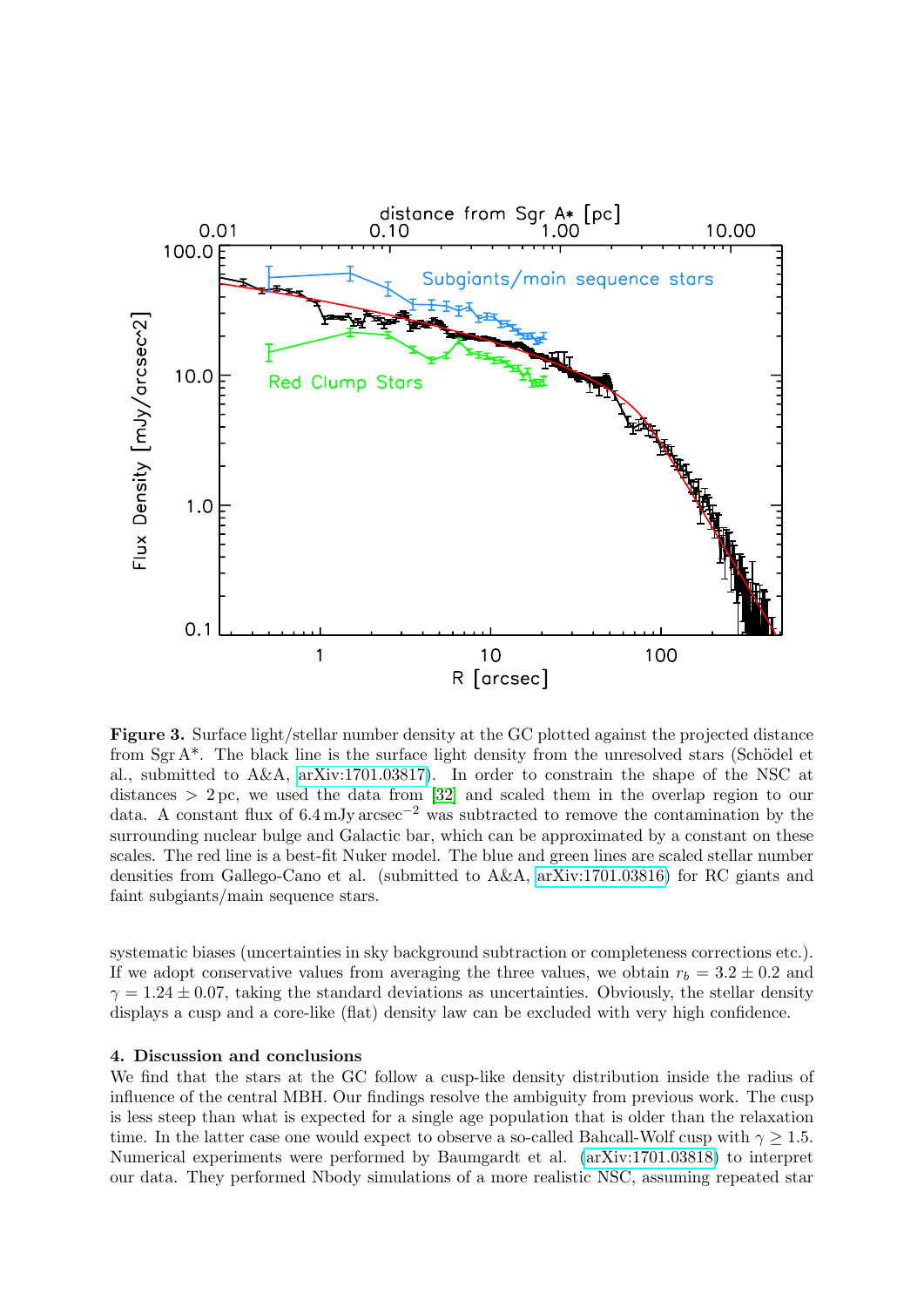distance from Sgr A* [pc]

0.01
0.10
1.00
10.00

100.0
10.0
1.0
0.1

Flux Density [mJy/arcsec^2]

Subgiants/main sequence stars

Red Clump Stars

1
10
100

R [arcsec]

**Figure 3.** Surface light/stellar number density at the GC plotted against the projected distance from Sgr A*. The black line is the surface light density from the unresolved stars (Schödel et al., submitted to A&A, arXiv:1701.03817). In order to constrain the shape of the NSC at distances $> 2\,$pc, we used the data from [32] and scaled them in the overlap region to our data. A constant flux of $6.4\,$mJy arcsec$^{-2}$ was subtracted to remove the contamination by the surrounding nuclear bulge and Galactic bar, which can be approximated by a constant on these scales. The red line is a best-fit Nuker model. The blue and green lines are scaled stellar number densities from Gallego-Cano et al. (submitted to A&A, arXiv:1701.03816) for RC giants and faint subgiants/main sequence stars.

systematic biases (uncertainties in sky background subtraction or completeness corrections etc.). If we adopt conservative values from averaging the three values, we obtain $r_b = 3.2 \pm 0.2$ and $\gamma = 1.24 \pm 0.07$, taking the standard deviations as uncertainties. Obviously, the stellar density displays a cusp and a core-like (flat) density law can be excluded with very high confidence.

## 4. Discussion and conclusions

We find that the stars at the GC follow a cusp-like density distribution inside the radius of influence of the central MBH. Our findings resolve the ambiguity from previous work. The cusp is less steep than what is expected for a single age population that is older than the relaxation time. In the latter case one would expect to observe a so-called Bahcall-Wolf cusp with $\gamma \geq 1.5$. Numerical experiments were performed by Baumgardt et al. (arXiv:1701.03818) to interpret our data. They performed Nbody simulations of a more realistic NSC, assuming repeated star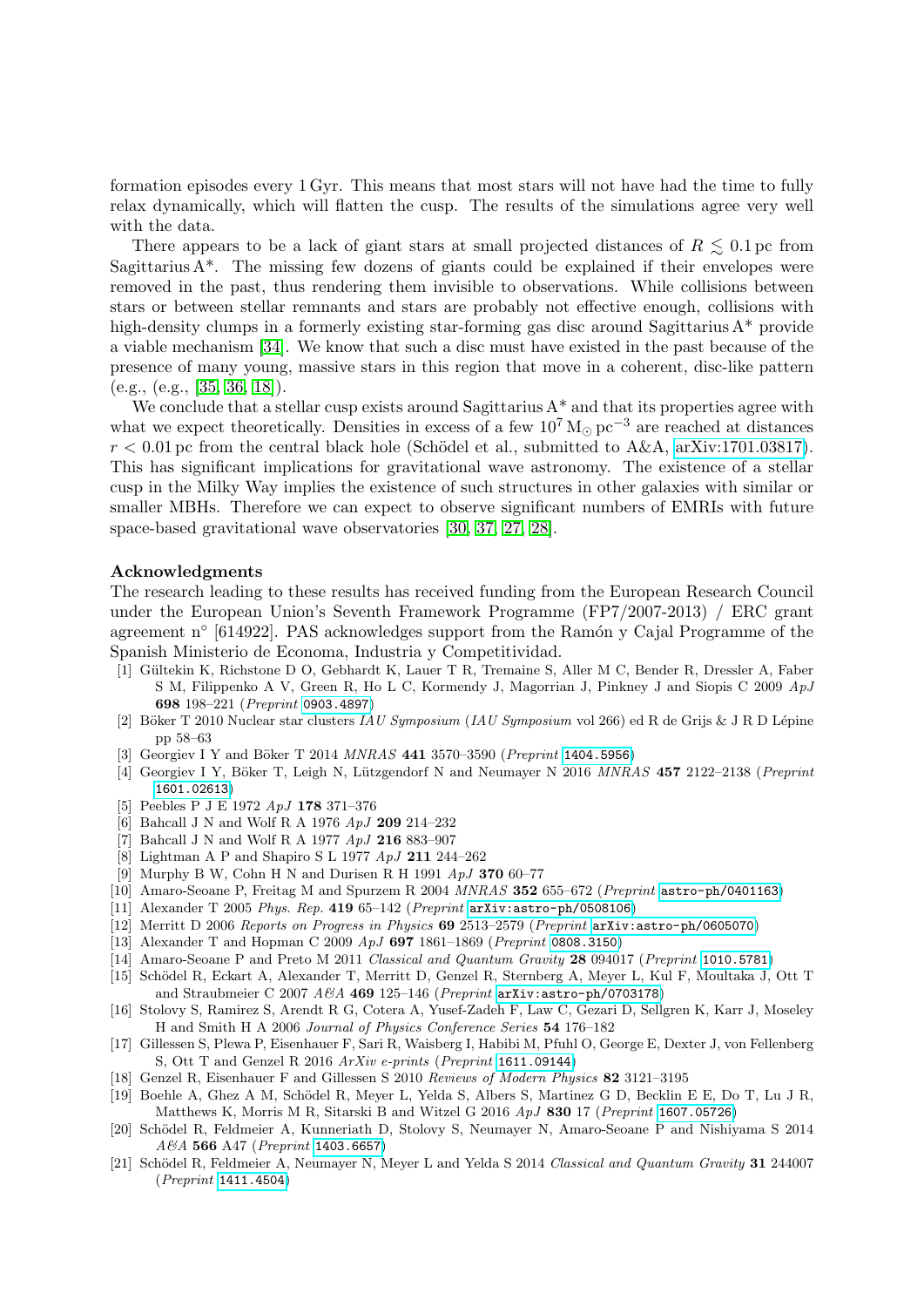formation episodes every 1 Gyr. This means that most stars will not have had the time to fully relax dynamically, which will flatten the cusp. The results of the simulations agree very well with the data.

There appears to be a lack of giant stars at small projected distances of $R \lesssim 0.1$ pc from Sagittarius A*. The missing few dozens of giants could be explained if their envelopes were removed in the past, thus rendering them invisible to observations. While collisions between stars or between stellar remnants and stars are probably not effective enough, collisions with high-density clumps in a formerly existing star-forming gas disc around Sagittarius A* provide a viable mechanism [34]. We know that such a disc must have existed in the past because of the presence of many young, massive stars in this region that move in a coherent, disc-like pattern (e.g., (e.g., [35, 36, 18]).

We conclude that a stellar cusp exists around Sagittarius A* and that its properties agree with what we expect theoretically. Densities in excess of a few $10^7\,\mathrm{M_\odot\,pc^{-3}}$ are reached at distances $r < 0.01$ pc from the central black hole (Schödel et al., submitted to A&A, arXiv:1701.03817). This has significant implications for gravitational wave astronomy. The existence of a stellar cusp in the Milky Way implies the existence of such structures in other galaxies with similar or smaller MBHs. Therefore we can expect to observe significant numbers of EMRIs with future space-based gravitational wave observatories [30, 37, 27, 28].

## Acknowledgments

The research leading to these results has received funding from the European Research Council under the European Union's Seventh Framework Programme (FP7/2007-2013) / ERC grant agreement n° [614922]. PAS acknowledges support from the Ramón y Cajal Programme of the Spanish Ministerio de Economa, Industria y Competitividad.

[1] Gültekin K, Richstone D O, Gebhardt K, Lauer T R, Tremaine S, Aller M C, Bender R, Dressler A, Faber S M, Filippenko A V, Green R, Ho L C, Kormendy J, Magorrian J, Pinkney J and Siopis C 2009 *ApJ* **698** 198–221 (*Preprint* 0903.4897)
[2] Böker T 2010 Nuclear star clusters *IAU Symposium* (*IAU Symposium* vol 266) ed R de Grijs & J R D Lépine pp 58–63
[3] Georgiev I Y and Böker T 2014 *MNRAS* **441** 3570–3590 (*Preprint* 1404.5956)
[4] Georgiev I Y, Böker T, Leigh N, Lützgendorf N and Neumayer N 2016 *MNRAS* **457** 2122–2138 (*Preprint* 1601.02613)
[5] Peebles P J E 1972 *ApJ* **178** 371–376
[6] Bahcall J N and Wolf R A 1976 *ApJ* **209** 214–232
[7] Bahcall J N and Wolf R A 1977 *ApJ* **216** 883–907
[8] Lightman A P and Shapiro S L 1977 *ApJ* **211** 244–262
[9] Murphy B W, Cohn H N and Durisen R H 1991 *ApJ* **370** 60–77
[10] Amaro-Seoane P, Freitag M and Spurzem R 2004 *MNRAS* **352** 655–672 (*Preprint* astro-ph/0401163)
[11] Alexander T 2005 *Phys. Rep.* **419** 65–142 (*Preprint* arXiv:astro-ph/0508106)
[12] Merritt D 2006 *Reports on Progress in Physics* **69** 2513–2579 (*Preprint* arXiv:astro-ph/0605070)
[13] Alexander T and Hopman C 2009 *ApJ* **697** 1861–1869 (*Preprint* 0808.3150)
[14] Amaro-Seoane P and Preto M 2011 *Classical and Quantum Gravity* **28** 094017 (*Preprint* 1010.5781)
[15] Schödel R, Eckart A, Alexander T, Merritt D, Genzel R, Sternberg A, Meyer L, Kul F, Moultaka J, Ott T and Straubmeier C 2007 *A&A* **469** 125–146 (*Preprint* arXiv:astro-ph/0703178)
[16] Stolovy S, Ramirez S, Arendt R G, Cotera A, Yusef-Zadeh F, Law C, Gezari D, Sellgren K, Karr J, Moseley H and Smith H A 2006 *Journal of Physics Conference Series* **54** 176–182
[17] Gillessen S, Plewa P, Eisenhauer F, Sari R, Waisberg I, Habibi M, Pfuhl O, George E, Dexter J, von Fellenberg S, Ott T and Genzel R 2016 *ArXiv e-prints* (*Preprint* 1611.09144)
[18] Genzel R, Eisenhauer F and Gillessen S 2010 *Reviews of Modern Physics* **82** 3121–3195
[19] Boehle A, Ghez A M, Schödel R, Meyer L, Yelda S, Albers S, Martinez G D, Becklin E E, Do T, Lu J R, Matthews K, Morris M R, Sitarski B and Witzel G 2016 *ApJ* **830** 17 (*Preprint* 1607.05726)
[20] Schödel R, Feldmeier A, Kunneriath D, Stolovy S, Neumayer N, Amaro-Seoane P and Nishiyama S 2014 *A&A* **566** A47 (*Preprint* 1403.6657)
[21] Schödel R, Feldmeier A, Neumayer N, Meyer L and Yelda S 2014 *Classical and Quantum Gravity* **31** 244007 (*Preprint* 1411.4504)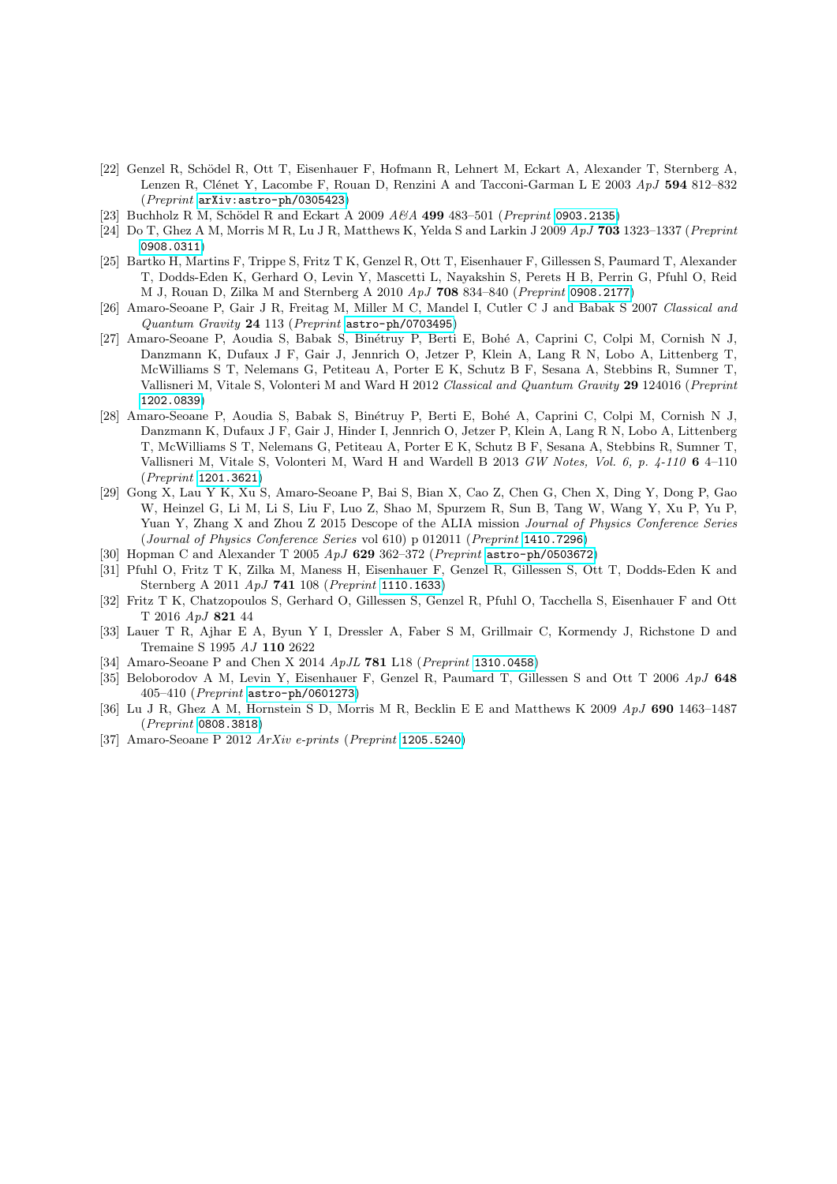[22] Genzel R, Schödel R, Ott T, Eisenhauer F, Hofmann R, Lehnert M, Eckart A, Alexander T, Sternberg A, Lenzen R, Clénet Y, Lacombe F, Rouan D, Renzini A and Tacconi-Garman L E 2003 *ApJ* **594** 812–832 (*Preprint* arXiv:astro-ph/0305423)

[23] Buchholz R M, Schödel R and Eckart A 2009 *A&A* **499** 483–501 (*Preprint* 0903.2135)

[24] Do T, Ghez A M, Morris M R, Lu J R, Matthews K, Yelda S and Larkin J 2009 *ApJ* **703** 1323–1337 (*Preprint* 0908.0311)

[25] Bartko H, Martins F, Trippe S, Fritz T K, Genzel R, Ott T, Eisenhauer F, Gillessen S, Paumard T, Alexander T, Dodds-Eden K, Gerhard O, Levin Y, Mascetti L, Nayakshin S, Perets H B, Perrin G, Pfuhl O, Reid M J, Rouan D, Zilka M and Sternberg A 2010 *ApJ* **708** 834–840 (*Preprint* 0908.2177)

[26] Amaro-Seoane P, Gair J R, Freitag M, Miller M C, Mandel I, Cutler C J and Babak S 2007 *Classical and Quantum Gravity* **24** 113 (*Preprint* astro-ph/0703495)

[27] Amaro-Seoane P, Aoudia S, Babak S, Binétruy P, Berti E, Bohé A, Caprini C, Colpi M, Cornish N J, Danzmann K, Dufaux J F, Gair J, Jennrich O, Jetzer P, Klein A, Lang R N, Lobo A, Littenberg T, McWilliams S T, Nelemans G, Petiteau A, Porter E K, Schutz B F, Sesana A, Stebbins R, Sumner T, Vallisneri M, Vitale S, Volonteri M and Ward H 2012 *Classical and Quantum Gravity* **29** 124016 (*Preprint* 1202.0839)

[28] Amaro-Seoane P, Aoudia S, Babak S, Binétruy P, Berti E, Bohé A, Caprini C, Colpi M, Cornish N J, Danzmann K, Dufaux J F, Gair J, Hinder I, Jennrich O, Jetzer P, Klein A, Lang R N, Lobo A, Littenberg T, McWilliams S T, Nelemans G, Petiteau A, Porter E K, Schutz B F, Sesana A, Stebbins R, Sumner T, Vallisneri M, Vitale S, Volonteri M, Ward H and Wardell B 2013 *GW Notes, Vol. 6, p. 4-110* **6** 4–110 (*Preprint* 1201.3621)

[29] Gong X, Lau Y K, Xu S, Amaro-Seoane P, Bai S, Bian X, Cao Z, Chen G, Chen X, Ding Y, Dong P, Gao W, Heinzel G, Li M, Li S, Liu F, Luo Z, Shao M, Spurzem R, Sun B, Tang W, Wang Y, Xu P, Yu P, Yuan Y, Zhang X and Zhou Z 2015 Descope of the ALIA mission *Journal of Physics Conference Series* (*Journal of Physics Conference Series* vol 610) p 012011 (*Preprint* 1410.7296)

[30] Hopman C and Alexander T 2005 *ApJ* **629** 362–372 (*Preprint* astro-ph/0503672)

[31] Pfuhl O, Fritz T K, Zilka M, Maness H, Eisenhauer F, Genzel R, Gillessen S, Ott T, Dodds-Eden K and Sternberg A 2011 *ApJ* **741** 108 (*Preprint* 1110.1633)

[32] Fritz T K, Chatzopoulos S, Gerhard O, Gillessen S, Genzel R, Pfuhl O, Tacchella S, Eisenhauer F and Ott T 2016 *ApJ* **821** 44

[33] Lauer T R, Ajhar E A, Byun Y I, Dressler A, Faber S M, Grillmair C, Kormendy J, Richstone D and Tremaine S 1995 *AJ* **110** 2622

[34] Amaro-Seoane P and Chen X 2014 *ApJL* **781** L18 (*Preprint* 1310.0458)

[35] Beloborodov A M, Levin Y, Eisenhauer F, Genzel R, Paumard T, Gillessen S and Ott T 2006 *ApJ* **648** 405–410 (*Preprint* astro-ph/0601273)

[36] Lu J R, Ghez A M, Hornstein S D, Morris M R, Becklin E E and Matthews K 2009 *ApJ* **690** 1463–1487 (*Preprint* 0808.3818)

[37] Amaro-Seoane P 2012 *ArXiv e-prints* (*Preprint* 1205.5240)